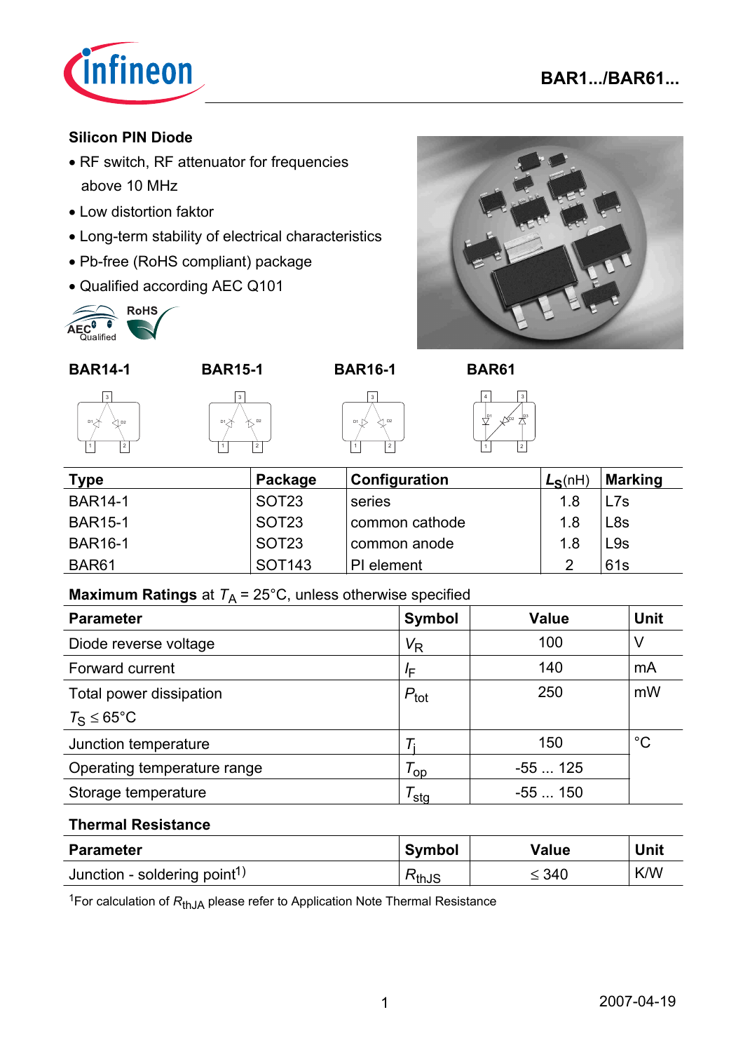## Silicon PIN Diode

- RF switch, RF attenuator for frequencies above 10 MHz
- Low distortion faktor
- Long-term stability of electrical characteristics
- Pb-free (RoHS compliant) package
- Qualified according AEC Q101

**BAR14-1** **BAR15-1** **BAR16-1** **BAR61**

| Type | Package | Configuration | $L_S$(nH) | Marking |
|---|---|---|---|---|
| BAR14-1 | SOT23 | series | 1.8 | L7s |
| BAR15-1 | SOT23 | common cathode | 1.8 | L8s |
| BAR16-1 | SOT23 | common anode | 1.8 | L9s |
| BAR61 | SOT143 | PI element | 2 | 61s |

**Maximum Ratings** at $T_A$ = 25°C, unless otherwise specified

| Parameter | Symbol | Value | Unit |
|---|---|---|---|
| Diode reverse voltage | $V_R$ | 100 | V |
| Forward current | $I_F$ | 140 | mA |
| Total power dissipation $T_S \leq 65$°C | $P_{tot}$ | 250 | mW |
| Junction temperature | $T_j$ | 150 | °C |
| Operating temperature range | $T_{op}$ | -55 ... 125 | |
| Storage temperature | $T_{stg}$ | -55 ... 150 | |

**Thermal Resistance**

| Parameter | Symbol | Value | Unit |
|---|---|---|---|
| Junction - soldering point[1] | $R_{thJS}$ | $\leq$ 340 | K/W |

[1]For calculation of $R_{thJA}$ please refer to Application Note Thermal Resistance

2007-04-19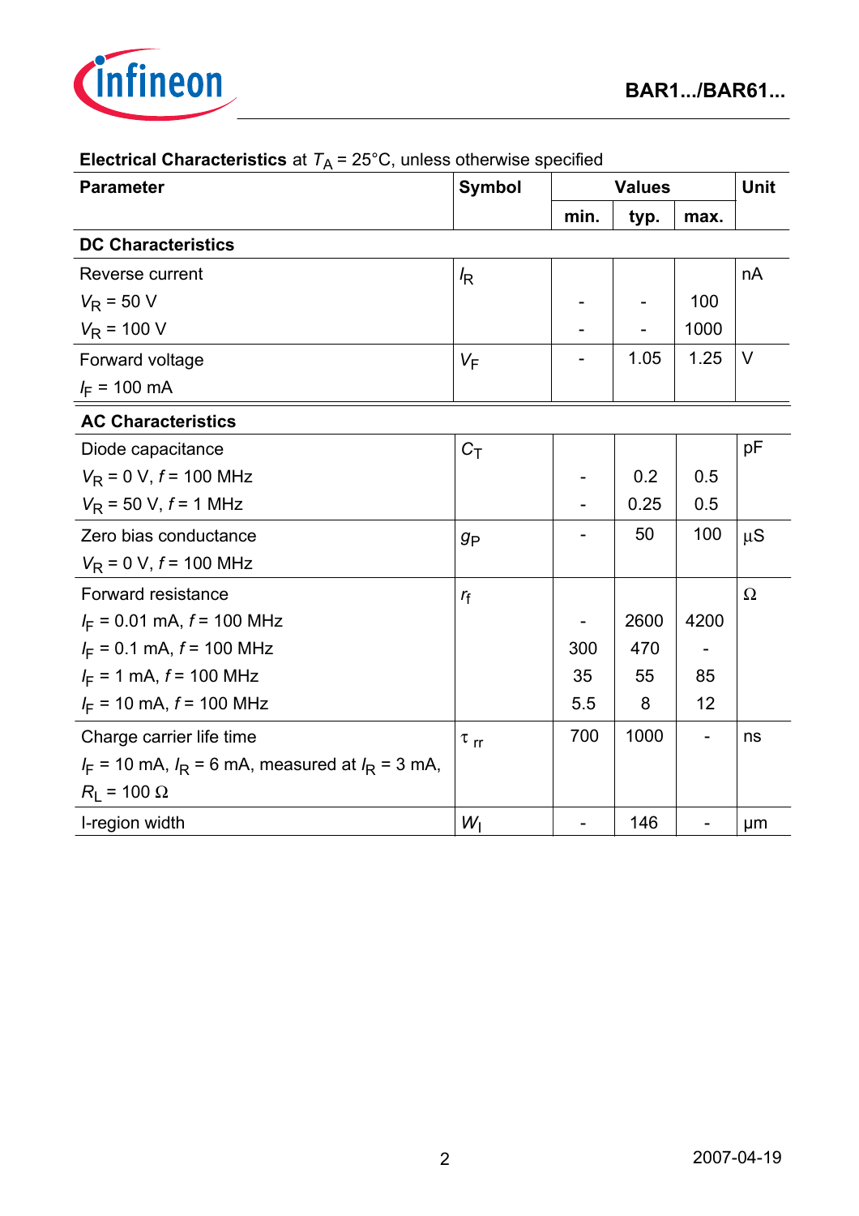**Electrical Characteristics** at $T_A$ = 25°C, unless otherwise specified

| Parameter | Symbol | Values | | | Unit |
|---|---|---|---|---|---|
| | | min. | typ. | max. | |
| **DC Characteristics** | | | | | |
| Reverse current | $I_R$ | | | | nA |
| $V_R$ = 50 V | | - | - | 100 | |
| $V_R$ = 100 V | | - | - | 1000 | |
| Forward voltage | $V_F$ | - | 1.05 | 1.25 | V |
| $I_F$ = 100 mA | | | | | |
| **AC Characteristics** | | | | | |
| Diode capacitance | $C_T$ | | | | pF |
| $V_R$ = 0 V, $f$ = 100 MHz | | - | 0.2 | 0.5 | |
| $V_R$ = 50 V, $f$ = 1 MHz | | - | 0.25 | 0.5 | |
| Zero bias conductance | $g_P$ | - | 50 | 100 | µS |
| $V_R$ = 0 V, $f$ = 100 MHz | | | | | |
| Forward resistance | $r_f$ | | | | Ω |
| $I_F$ = 0.01 mA, $f$ = 100 MHz | | - | 2600 | 4200 | |
| $I_F$ = 0.1 mA, $f$ = 100 MHz | | 300 | 470 | - | |
| $I_F$ = 1 mA, $f$ = 100 MHz | | 35 | 55 | 85 | |
| $I_F$ = 10 mA, $f$ = 100 MHz | | 5.5 | 8 | 12 | |
| Charge carrier life time | $\tau_{rr}$ | 700 | 1000 | - | ns |
| $I_F$ = 10 mA, $I_R$ = 6 mA, measured at $I_R$ = 3 mA, $R_L$ = 100 Ω | | | | | |
| I-region width | $W_I$ | - | 146 | - | µm |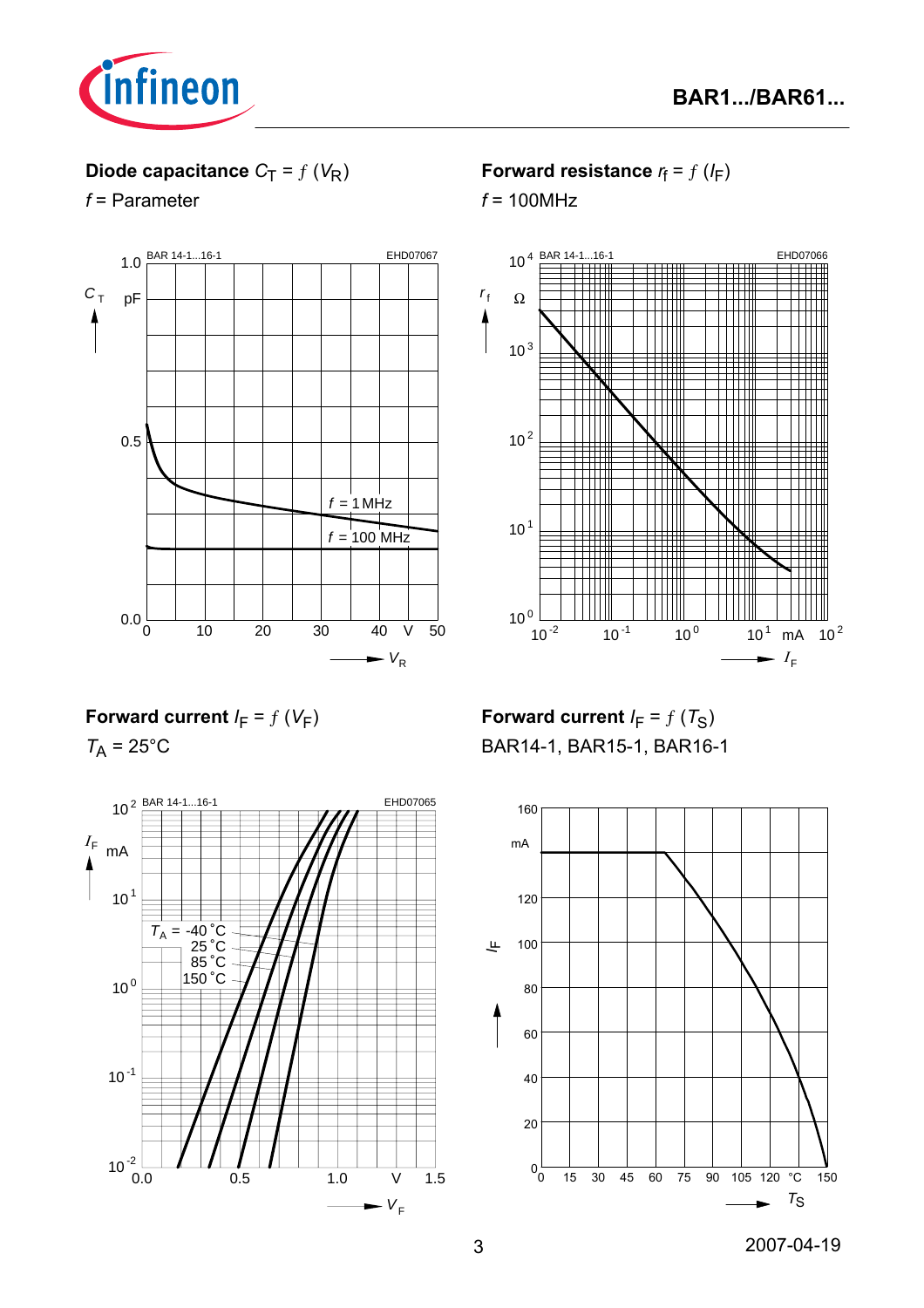**Diode capacitance $C_T = f(V_R)$**

$f$ = Parameter

BAR 14-1...16-1 EHD07067

$C_T$ pF

0.0, 0.5, 1.0

0, 10, 20, 30, 40 V 50

$f$ = 1 MHz

$f$ = 100 MHz

$V_R$

**Forward resistance $r_f = f(I_F)$**

$f$ = 100MHz

BAR 14-1...16-1 EHD07066

$r_f$ Ω

$10^0$, $10^1$, $10^2$, $10^3$, $10^4$

$10^{-2}$, $10^{-1}$, $10^0$, $10^1$ mA $10^2$

$I_F$

**Forward current $I_F = f(V_F)$**

$T_A$ = 25°C

BAR 14-1...16-1 EHD07065

$I_F$ mA

$10^{-2}$, $10^{-1}$, $10^0$, $10^1$, $10^2$

$T_A$ = -40 °C

25 °C

85 °C

150 °C

0.0, 0.5, 1.0 V 1.5

$V_F$

**Forward current $I_F = f(T_S)$**

BAR14-1, BAR15-1, BAR16-1

$I_F$ mA

0, 20, 40, 60, 80, 100, 120, 160

0, 15, 30, 45, 60, 75, 90, 105, 120 °C 150

$T_S$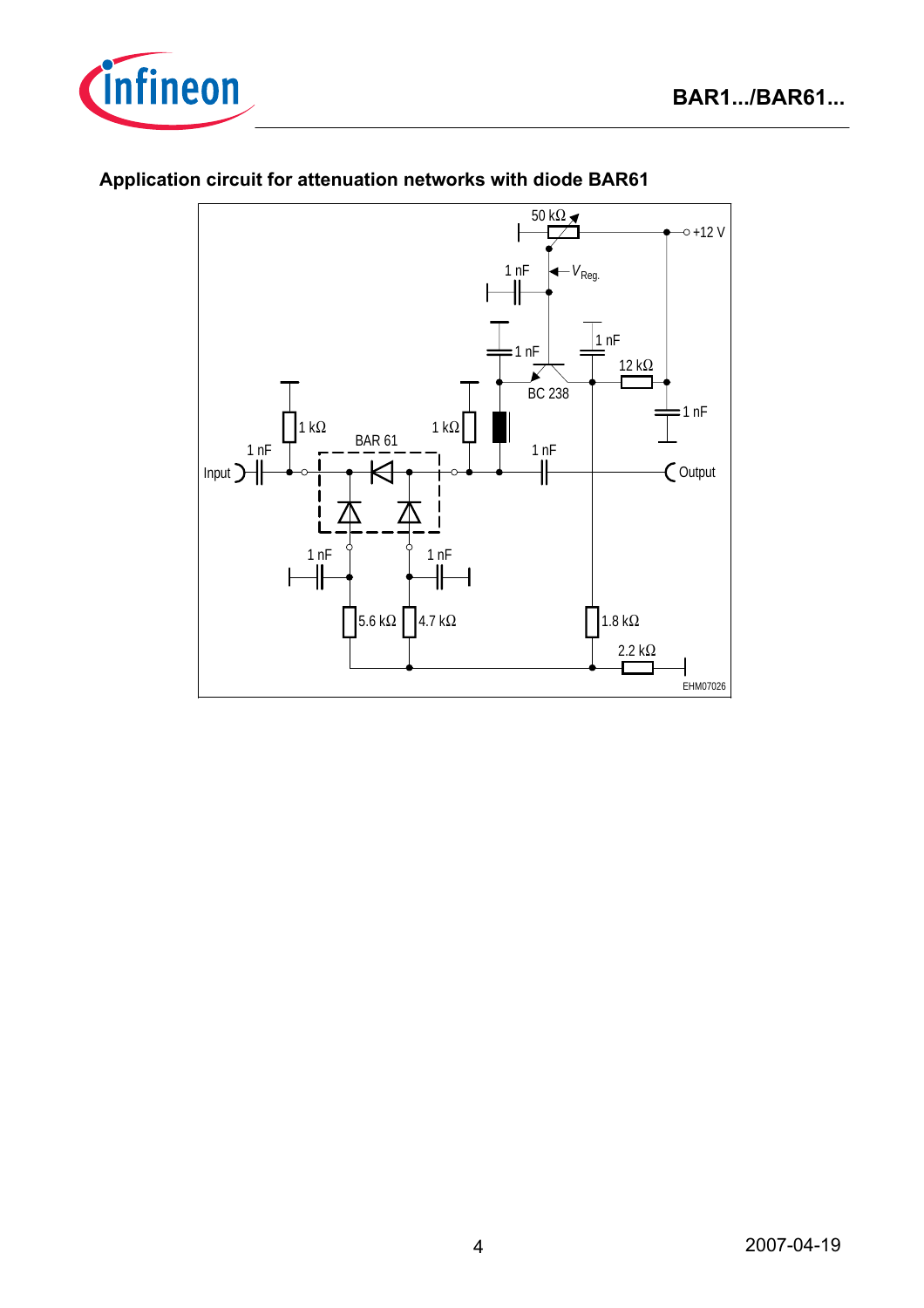## Application circuit for attenuation networks with diode BAR61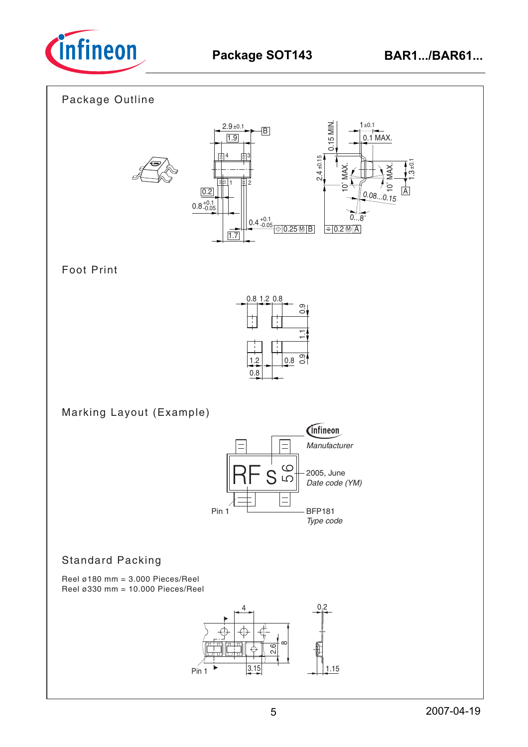# Package SOT143

## Package Outline

## Foot Print

## Marking Layout (Example)

## Standard Packing

Reel ø180 mm = 3.000 Pieces/Reel
Reel ø330 mm = 10.000 Pieces/Reel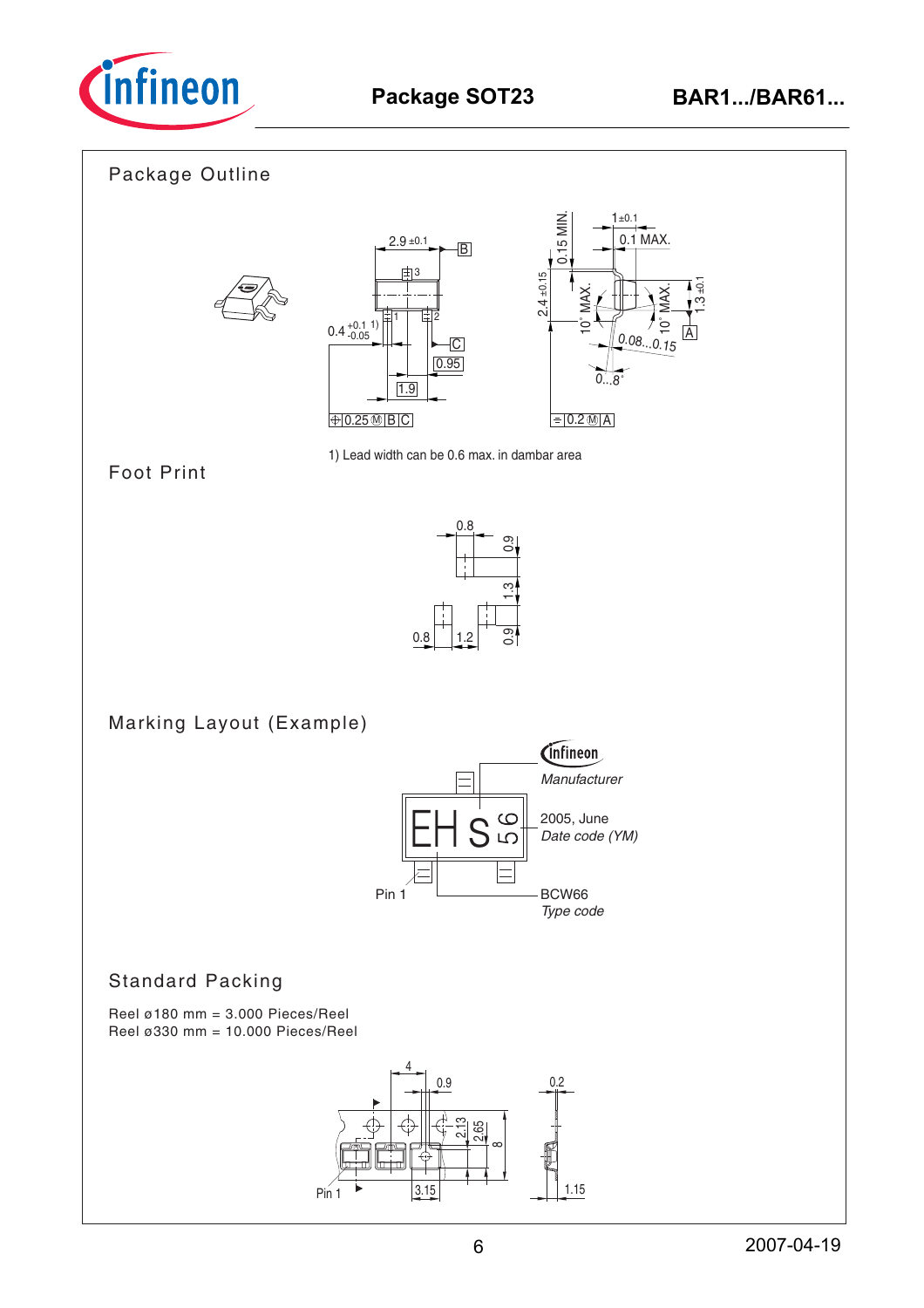## Package Outline

1) Lead width can be 0.6 max. in dambar area

## Foot Print

## Marking Layout (Example)

## Standard Packing

Reel ø180 mm = 3.000 Pieces/Reel
Reel ø330 mm = 10.000 Pieces/Reel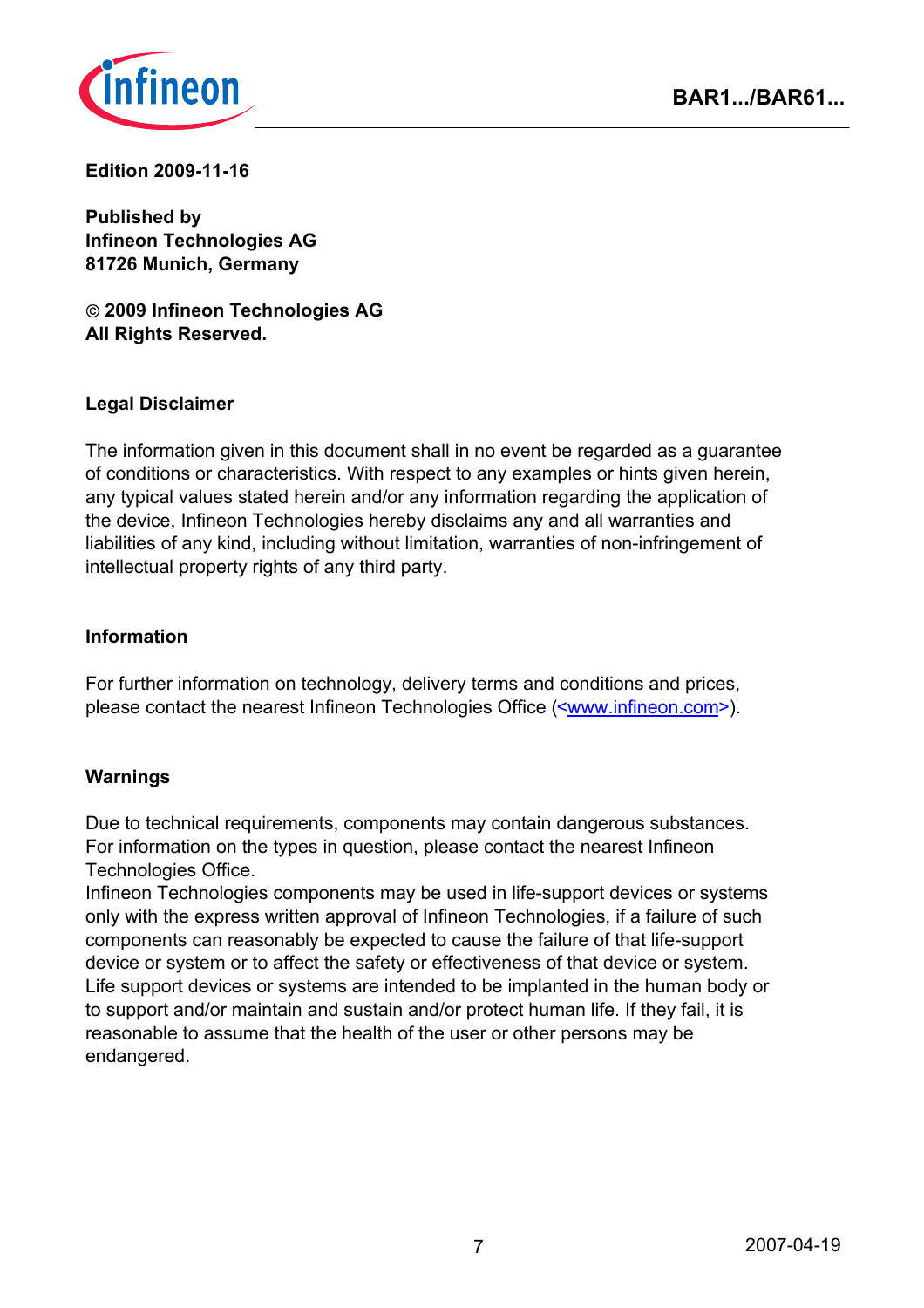**Edition 2009-11-16**

**Published by**
**Infineon Technologies AG**
**81726 Munich, Germany**

**© 2009 Infineon Technologies AG**
**All Rights Reserved.**

## Legal Disclaimer

The information given in this document shall in no event be regarded as a guarantee of conditions or characteristics. With respect to any examples or hints given herein, any typical values stated herein and/or any information regarding the application of the device, Infineon Technologies hereby disclaims any and all warranties and liabilities of any kind, including without limitation, warranties of non-infringement of intellectual property rights of any third party.

## Information

For further information on technology, delivery terms and conditions and prices, please contact the nearest Infineon Technologies Office (<www.infineon.com>).

## Warnings

Due to technical requirements, components may contain dangerous substances. For information on the types in question, please contact the nearest Infineon Technologies Office.
Infineon Technologies components may be used in life-support devices or systems only with the express written approval of Infineon Technologies, if a failure of such components can reasonably be expected to cause the failure of that life-support device or system or to affect the safety or effectiveness of that device or system. Life support devices or systems are intended to be implanted in the human body or to support and/or maintain and sustain and/or protect human life. If they fail, it is reasonable to assume that the health of the user or other persons may be endangered.